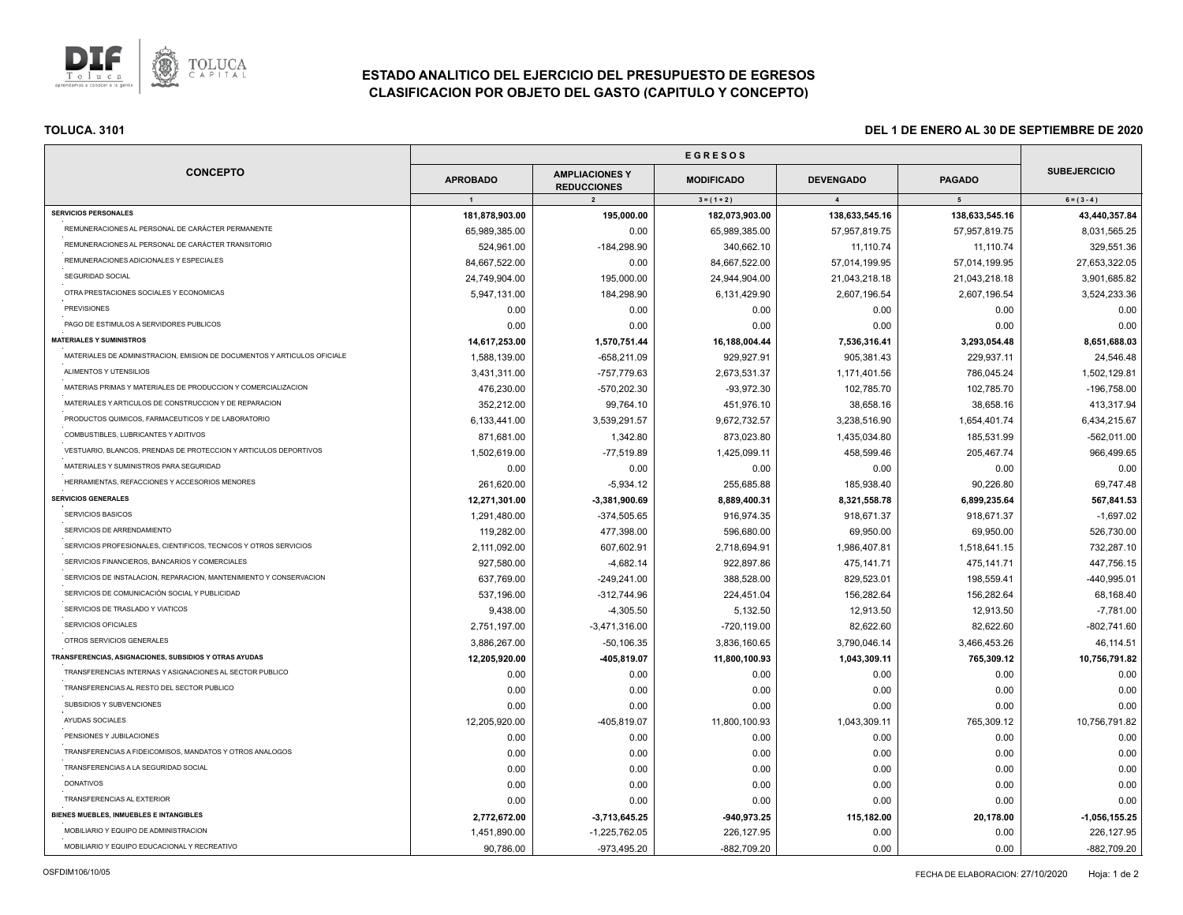# ESTADO ANALITICO DEL EJERCICIO DEL PRESUPUESTO DE EGRESOS
## CLASIFICACION POR OBJETO DEL GASTO (CAPITULO Y CONCEPTO)

**TOLUCA. 3101** — **DEL 1 DE ENERO AL 30 DE SEPTIEMBRE DE 2020**

| CONCEPTO | EGRESOS | | | | | SUBEJERCICIO |
|---|---|---|---|---|---|---|
| | APROBADO | AMPLIACIONES Y REDUCCIONES | MODIFICADO | DEVENGADO | PAGADO | |
| | 1 | 2 | 3 = ( 1 + 2 ) | 4 | 5 | 6 = ( 3 - 4 ) |
| **SERVICIOS PERSONALES** | **181,878,903.00** | **195,000.00** | **182,073,903.00** | **138,633,545.16** | **138,633,545.16** | **43,440,357.84** |
| REMUNERACIONES AL PERSONAL DE CARÁCTER PERMANENTE | 65,989,385.00 | 0.00 | 65,989,385.00 | 57,957,819.75 | 57,957,819.75 | 8,031,565.25 |
| REMUNERACIONES AL PERSONAL DE CARÁCTER TRANSITORIO | 524,961.00 | -184,298.90 | 340,662.10 | 11,110.74 | 11,110.74 | 329,551.36 |
| REMUNERACIONES ADICIONALES Y ESPECIALES | 84,667,522.00 | 0.00 | 84,667,522.00 | 57,014,199.95 | 57,014,199.95 | 27,653,322.05 |
| SEGURIDAD SOCIAL | 24,749,904.00 | 195,000.00 | 24,944,904.00 | 21,043,218.18 | 21,043,218.18 | 3,901,685.82 |
| OTRA PRESTACIONES SOCIALES Y ECONOMICAS | 5,947,131.00 | 184,298.90 | 6,131,429.90 | 2,607,196.54 | 2,607,196.54 | 3,524,233.36 |
| PREVISIONES | 0.00 | 0.00 | 0.00 | 0.00 | 0.00 | 0.00 |
| PAGO DE ESTIMULOS A SERVIDORES PUBLICOS | 0.00 | 0.00 | 0.00 | 0.00 | 0.00 | 0.00 |
| **MATERIALES Y SUMINISTROS** | **14,617,253.00** | **1,570,751.44** | **16,188,004.44** | **7,536,316.41** | **3,293,054.48** | **8,651,688.03** |
| MATERIALES DE ADMINISTRACION, EMISION DE DOCUMENTOS Y ARTICULOS OFICIALE | 1,588,139.00 | -658,211.09 | 929,927.91 | 905,381.43 | 229,937.11 | 24,546.48 |
| ALIMENTOS Y UTENSILIOS | 3,431,311.00 | -757,779.63 | 2,673,531.37 | 1,171,401.56 | 786,045.24 | 1,502,129.81 |
| MATERIAS PRIMAS Y MATERIALES DE PRODUCCION Y COMERCIALIZACION | 476,230.00 | -570,202.30 | -93,972.30 | 102,785.70 | 102,785.70 | -196,758.00 |
| MATERIALES Y ARTICULOS DE CONSTRUCCION Y DE REPARACION | 352,212.00 | 99,764.10 | 451,976.10 | 38,658.16 | 38,658.16 | 413,317.94 |
| PRODUCTOS QUIMICOS, FARMACEUTICOS Y DE LABORATORIO | 6,133,441.00 | 3,539,291.57 | 9,672,732.57 | 3,238,516.90 | 1,654,401.74 | 6,434,215.67 |
| COMBUSTIBLES, LUBRICANTES Y ADITIVOS | 871,681.00 | 1,342.80 | 873,023.80 | 1,435,034.80 | 185,531.99 | -562,011.00 |
| VESTUARIO, BLANCOS, PRENDAS DE PROTECCION Y ARTICULOS DEPORTIVOS | 1,502,619.00 | -77,519.89 | 1,425,099.11 | 458,599.46 | 205,467.74 | 966,499.65 |
| MATERIALES Y SUMINISTROS PARA SEGURIDAD | 0.00 | 0.00 | 0.00 | 0.00 | 0.00 | 0.00 |
| HERRAMIENTAS, REFACCIONES Y ACCESORIOS MENORES | 261,620.00 | -5,934.12 | 255,685.88 | 185,938.40 | 90,226.80 | 69,747.48 |
| **SERVICIOS GENERALES** | **12,271,301.00** | **-3,381,900.69** | **8,889,400.31** | **8,321,558.78** | **6,899,235.64** | **567,841.53** |
| SERVICIOS BASICOS | 1,291,480.00 | -374,505.65 | 916,974.35 | 918,671.37 | 918,671.37 | -1,697.02 |
| SERVICIOS DE ARRENDAMIENTO | 119,282.00 | 477,398.00 | 596,680.00 | 69,950.00 | 69,950.00 | 526,730.00 |
| SERVICIOS PROFESIONALES, CIENTIFICOS, TECNICOS Y OTROS SERVICIOS | 2,111,092.00 | 607,602.91 | 2,718,694.91 | 1,986,407.81 | 1,518,641.15 | 732,287.10 |
| SERVICIOS FINANCIEROS, BANCARIOS Y COMERCIALES | 927,580.00 | -4,682.14 | 922,897.86 | 475,141.71 | 475,141.71 | 447,756.15 |
| SERVICIOS DE INSTALACION, REPARACION, MANTENIMIENTO Y CONSERVACION | 637,769.00 | -249,241.00 | 388,528.00 | 829,523.01 | 198,559.41 | -440,995.01 |
| SERVICIOS DE COMUNICACIÓN SOCIAL Y PUBLICIDAD | 537,196.00 | -312,744.96 | 224,451.04 | 156,282.64 | 156,282.64 | 68,168.40 |
| SERVICIOS DE TRASLADO Y VIATICOS | 9,438.00 | -4,305.50 | 5,132.50 | 12,913.50 | 12,913.50 | -7,781.00 |
| SERVICIOS OFICIALES | 2,751,197.00 | -3,471,316.00 | -720,119.00 | 82,622.60 | 82,622.60 | -802,741.60 |
| OTROS SERVICIOS GENERALES | 3,886,267.00 | -50,106.35 | 3,836,160.65 | 3,790,046.14 | 3,466,453.26 | 46,114.51 |
| **TRANSFERENCIAS, ASIGNACIONES, SUBSIDIOS Y OTRAS AYUDAS** | **12,205,920.00** | **-405,819.07** | **11,800,100.93** | **1,043,309.11** | **765,309.12** | **10,756,791.82** |
| TRANSFERENCIAS INTERNAS Y ASIGNACIONES AL SECTOR PUBLICO | 0.00 | 0.00 | 0.00 | 0.00 | 0.00 | 0.00 |
| TRANSFERENCIAS AL RESTO DEL SECTOR PUBLICO | 0.00 | 0.00 | 0.00 | 0.00 | 0.00 | 0.00 |
| SUBSIDIOS Y SUBVENCIONES | 0.00 | 0.00 | 0.00 | 0.00 | 0.00 | 0.00 |
| AYUDAS SOCIALES | 12,205,920.00 | -405,819.07 | 11,800,100.93 | 1,043,309.11 | 765,309.12 | 10,756,791.82 |
| PENSIONES Y JUBILACIONES | 0.00 | 0.00 | 0.00 | 0.00 | 0.00 | 0.00 |
| TRANSFERENCIAS A FIDEICOMISOS, MANDATOS Y OTROS ANALOGOS | 0.00 | 0.00 | 0.00 | 0.00 | 0.00 | 0.00 |
| TRANSFERENCIAS A LA SEGURIDAD SOCIAL | 0.00 | 0.00 | 0.00 | 0.00 | 0.00 | 0.00 |
| DONATIVOS | 0.00 | 0.00 | 0.00 | 0.00 | 0.00 | 0.00 |
| TRANSFERENCIAS AL EXTERIOR | 0.00 | 0.00 | 0.00 | 0.00 | 0.00 | 0.00 |
| **BIENES MUEBLES, INMUEBLES E INTANGIBLES** | **2,772,672.00** | **-3,713,645.25** | **-940,973.25** | **115,182.00** | **20,178.00** | **-1,056,155.25** |
| MOBILIARIO Y EQUIPO DE ADMINISTRACION | 1,451,890.00 | -1,225,762.05 | 226,127.95 | 0.00 | 0.00 | 226,127.95 |
| MOBILIARIO Y EQUIPO EDUCACIONAL Y RECREATIVO | 90,786.00 | -973,495.20 | -882,709.20 | 0.00 | 0.00 | -882,709.20 |

OSFDIM106/10/05 — FECHA DE ELABORACION: 27/10/2020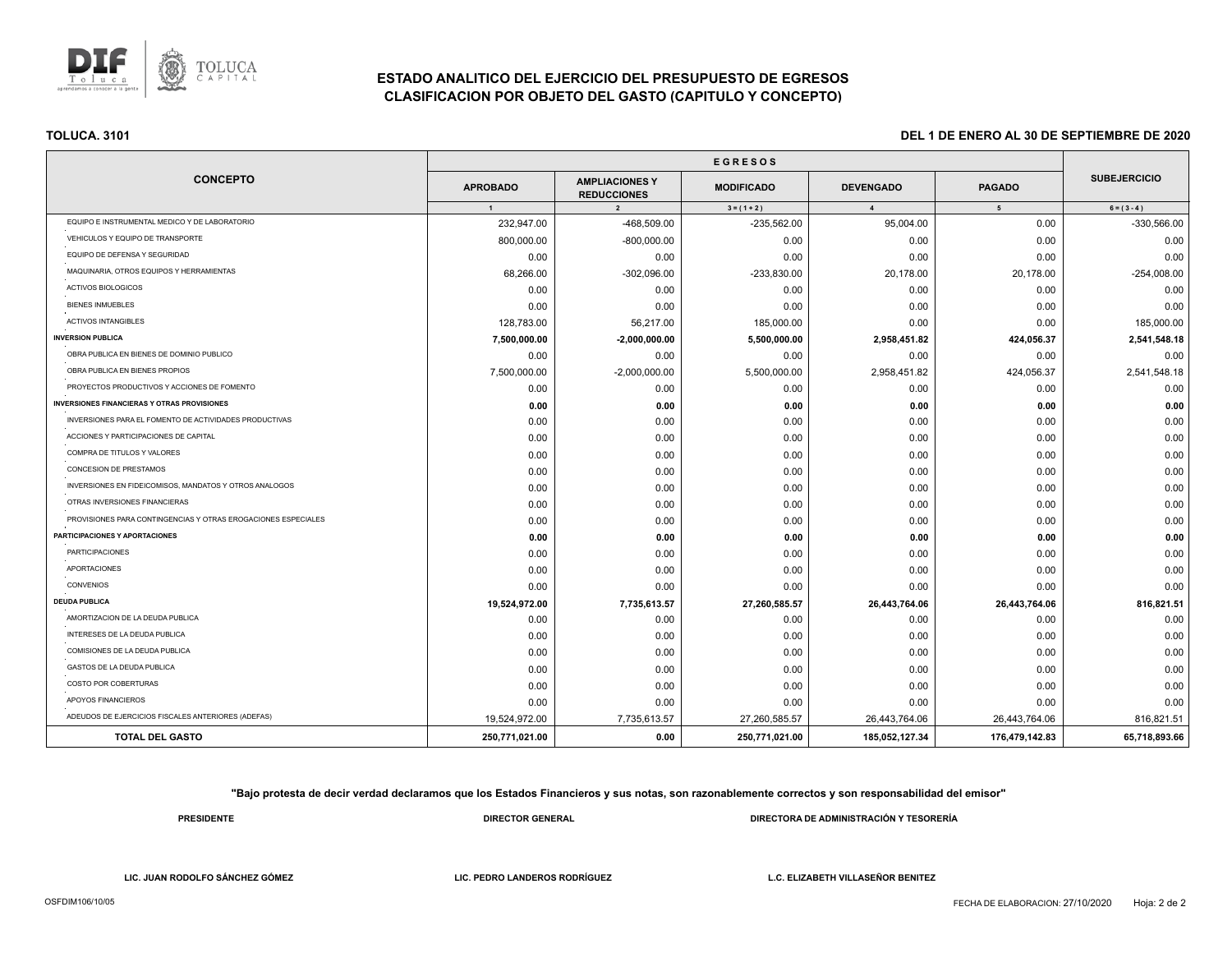# ESTADO ANALITICO DEL EJERCICIO DEL PRESUPUESTO DE EGRESOS
## CLASIFICACION POR OBJETO DEL GASTO (CAPITULO Y CONCEPTO)

**TOLUCA. 3101**

**DEL 1 DE ENERO AL 30 DE SEPTIEMBRE DE 2020**

| CONCEPTO | EGRESOS | | | | | SUBEJERCICIO |
|---|---|---|---|---|---|---|
| | APROBADO | AMPLIACIONES Y REDUCCIONES | MODIFICADO | DEVENGADO | PAGADO | |
| | 1 | 2 | 3 = ( 1 + 2 ) | 4 | 5 | 6 = ( 3 - 4 ) |
| EQUIPO E INSTRUMENTAL MEDICO Y DE LABORATORIO | 232,947.00 | -468,509.00 | -235,562.00 | 95,004.00 | 0.00 | -330,566.00 |
| VEHICULOS Y EQUIPO DE TRANSPORTE | 800,000.00 | -800,000.00 | 0.00 | 0.00 | 0.00 | 0.00 |
| EQUIPO DE DEFENSA Y SEGURIDAD | 0.00 | 0.00 | 0.00 | 0.00 | 0.00 | 0.00 |
| MAQUINARIA, OTROS EQUIPOS Y HERRAMIENTAS | 68,266.00 | -302,096.00 | -233,830.00 | 20,178.00 | 20,178.00 | -254,008.00 |
| ACTIVOS BIOLOGICOS | 0.00 | 0.00 | 0.00 | 0.00 | 0.00 | 0.00 |
| BIENES INMUEBLES | 0.00 | 0.00 | 0.00 | 0.00 | 0.00 | 0.00 |
| ACTIVOS INTANGIBLES | 128,783.00 | 56,217.00 | 185,000.00 | 0.00 | 0.00 | 185,000.00 |
| **INVERSION PUBLICA** | **7,500,000.00** | **-2,000,000.00** | **5,500,000.00** | **2,958,451.82** | **424,056.37** | **2,541,548.18** |
| OBRA PUBLICA EN BIENES DE DOMINIO PUBLICO | 0.00 | 0.00 | 0.00 | 0.00 | 0.00 | 0.00 |
| OBRA PUBLICA EN BIENES PROPIOS | 7,500,000.00 | -2,000,000.00 | 5,500,000.00 | 2,958,451.82 | 424,056.37 | 2,541,548.18 |
| PROYECTOS PRODUCTIVOS Y ACCIONES DE FOMENTO | 0.00 | 0.00 | 0.00 | 0.00 | 0.00 | 0.00 |
| **INVERSIONES FINANCIERAS Y OTRAS PROVISIONES** | **0.00** | **0.00** | **0.00** | **0.00** | **0.00** | **0.00** |
| INVERSIONES PARA EL FOMENTO DE ACTIVIDADES PRODUCTIVAS | 0.00 | 0.00 | 0.00 | 0.00 | 0.00 | 0.00 |
| ACCIONES Y PARTICIPACIONES DE CAPITAL | 0.00 | 0.00 | 0.00 | 0.00 | 0.00 | 0.00 |
| COMPRA DE TITULOS Y VALORES | 0.00 | 0.00 | 0.00 | 0.00 | 0.00 | 0.00 |
| CONCESION DE PRESTAMOS | 0.00 | 0.00 | 0.00 | 0.00 | 0.00 | 0.00 |
| INVERSIONES EN FIDEICOMISOS, MANDATOS Y OTROS ANALOGOS | 0.00 | 0.00 | 0.00 | 0.00 | 0.00 | 0.00 |
| OTRAS INVERSIONES FINANCIERAS | 0.00 | 0.00 | 0.00 | 0.00 | 0.00 | 0.00 |
| PROVISIONES PARA CONTINGENCIAS Y OTRAS EROGACIONES ESPECIALES | 0.00 | 0.00 | 0.00 | 0.00 | 0.00 | 0.00 |
| **PARTICIPACIONES Y APORTACIONES** | **0.00** | **0.00** | **0.00** | **0.00** | **0.00** | **0.00** |
| PARTICIPACIONES | 0.00 | 0.00 | 0.00 | 0.00 | 0.00 | 0.00 |
| APORTACIONES | 0.00 | 0.00 | 0.00 | 0.00 | 0.00 | 0.00 |
| CONVENIOS | 0.00 | 0.00 | 0.00 | 0.00 | 0.00 | 0.00 |
| **DEUDA PUBLICA** | **19,524,972.00** | **7,735,613.57** | **27,260,585.57** | **26,443,764.06** | **26,443,764.06** | **816,821.51** |
| AMORTIZACION DE LA DEUDA PUBLICA | 0.00 | 0.00 | 0.00 | 0.00 | 0.00 | 0.00 |
| INTERESES DE LA DEUDA PUBLICA | 0.00 | 0.00 | 0.00 | 0.00 | 0.00 | 0.00 |
| COMISIONES DE LA DEUDA PUBLICA | 0.00 | 0.00 | 0.00 | 0.00 | 0.00 | 0.00 |
| GASTOS DE LA DEUDA PUBLICA | 0.00 | 0.00 | 0.00 | 0.00 | 0.00 | 0.00 |
| COSTO POR COBERTURAS | 0.00 | 0.00 | 0.00 | 0.00 | 0.00 | 0.00 |
| APOYOS FINANCIEROS | 0.00 | 0.00 | 0.00 | 0.00 | 0.00 | 0.00 |
| ADEUDOS DE EJERCICIOS FISCALES ANTERIORES (ADEFAS) | 19,524,972.00 | 7,735,613.57 | 27,260,585.57 | 26,443,764.06 | 26,443,764.06 | 816,821.51 |
| **TOTAL DEL GASTO** | **250,771,021.00** | **0.00** | **250,771,021.00** | **185,052,127.34** | **176,479,142.83** | **65,718,893.66** |

**"Bajo protesta de decir verdad declaramos que los Estados Financieros y sus notas, son razonablemente correctos y son responsabilidad del emisor"**

| PRESIDENTE | DIRECTOR GENERAL | DIRECTORA DE ADMINISTRACIÓN Y TESORERÍA |
|---|---|---|
| LIC. JUAN RODOLFO SÁNCHEZ GÓMEZ | LIC. PEDRO LANDEROS RODRÍGUEZ | L.C. ELIZABETH VILLASEÑOR BENITEZ |

OSFDIM106/10/05

FECHA DE ELABORACION: 27/10/2020